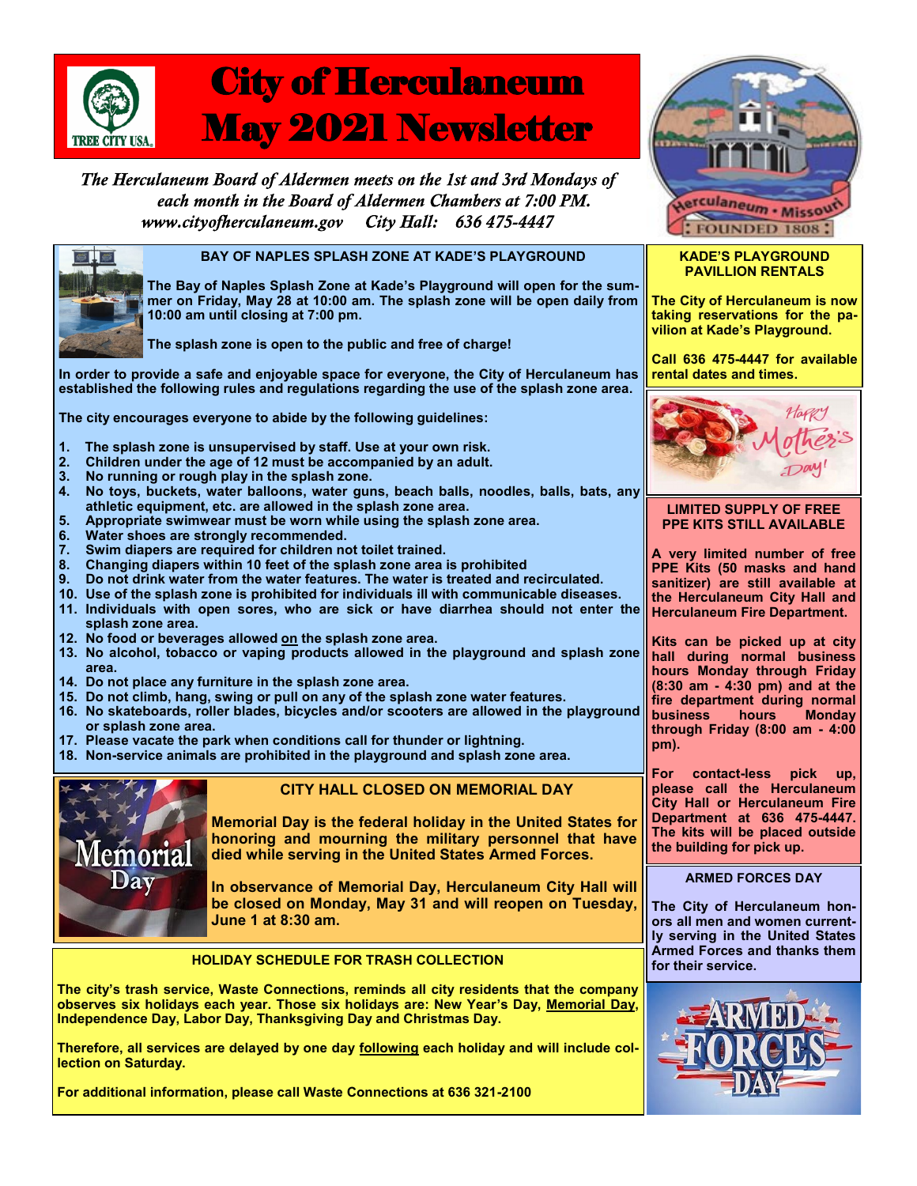# City of Herculaneum May 2021 Newsletter

*The Herculaneum Board of Aldermen meets on the 1st and 3rd Mondays of each month in the Board of Aldermen Chambers at 7:00 PM.*

*www.cityofherculaneum.gov City Hall: 636 475-4447*

## BAY OF NAPLES SPLASH ZONE AT KADE'S PLAYGROUND

**The Bay of Naples Splash Zone at Kade's Playground will open for the summer on Friday, May 28 at 10:00 am. The splash zone will be open daily from 10:00 am until closing at 7:00 pm.**

**The splash zone is open to the public and free of charge!**

**In order to provide a safe and enjoyable space for everyone, the City of Herculaneum has established the following rules and regulations regarding the use of the splash zone area.**

**The city encourages everyone to abide by the following guidelines:**

1. The splash zone is unsupervised by staff. Use at your own risk.
2. Children under the age of 12 must be accompanied by an adult.
3. No running or rough play in the splash zone.
4. No toys, buckets, water balloons, water guns, beach balls, noodles, balls, bats, any athletic equipment, etc. are allowed in the splash zone area.
5. Appropriate swimwear must be worn while using the splash zone area.
6. Water shoes are strongly recommended.
7. Swim diapers are required for children not toilet trained.
8. Changing diapers within 10 feet of the splash zone area is prohibited
9. Do not drink water from the water features. The water is treated and recirculated.
10. Use of the splash zone is prohibited for individuals ill with communicable diseases.
11. Individuals with open sores, who are sick or have diarrhea should not enter the splash zone area.
12. No food or beverages allowed <u>on</u> the splash zone area.
13. No alcohol, tobacco or vaping products allowed in the playground and splash zone area.
14. Do not place any furniture in the splash zone area.
15. Do not climb, hang, swing or pull on any of the splash zone water features.
16. No skateboards, roller blades, bicycles and/or scooters are allowed in the playground or splash zone area.
17. Please vacate the park when conditions call for thunder or lightning.
18. Non-service animals are prohibited in the playground and splash zone area.

## CITY HALL CLOSED ON MEMORIAL DAY

**Memorial Day is the federal holiday in the United States for honoring and mourning the military personnel that have died while serving in the United States Armed Forces.**

**In observance of Memorial Day, Herculaneum City Hall will be closed on Monday, May 31 and will reopen on Tuesday, June 1 at 8:30 am.**

## HOLIDAY SCHEDULE FOR TRASH COLLECTION

**The city's trash service, Waste Connections, reminds all city residents that the company observes six holidays each year. Those six holidays are: New Year's Day, <u>Memorial Day</u>, Independence Day, Labor Day, Thanksgiving Day and Christmas Day.**

**Therefore, all services are delayed by one day <u>following</u> each holiday and will include collection on Saturday.**

**For additional information, please call Waste Connections at 636 321-2100**

## KADE'S PLAYGROUND PAVILLION RENTALS

**The City of Herculaneum is now taking reservations for the pavilion at Kade's Playground.**

**Call 636 475-4447 for available rental dates and times.**

## LIMITED SUPPLY OF FREE PPE KITS STILL AVAILABLE

**A very limited number of free PPE Kits (50 masks and hand sanitizer) are still available at the Herculaneum City Hall and Herculaneum Fire Department.**

**Kits can be picked up at city hall during normal business hours Monday through Friday (8:30 am - 4:30 pm) and at the fire department during normal business hours Monday through Friday (8:00 am - 4:00 pm).**

**For contact-less pick up, please call the Herculaneum City Hall or Herculaneum Fire Department at 636 475-4447. The kits will be placed outside the building for pick up.**

## ARMED FORCES DAY

**The City of Herculaneum honors all men and women currently serving in the United States Armed Forces and thanks them for their service.**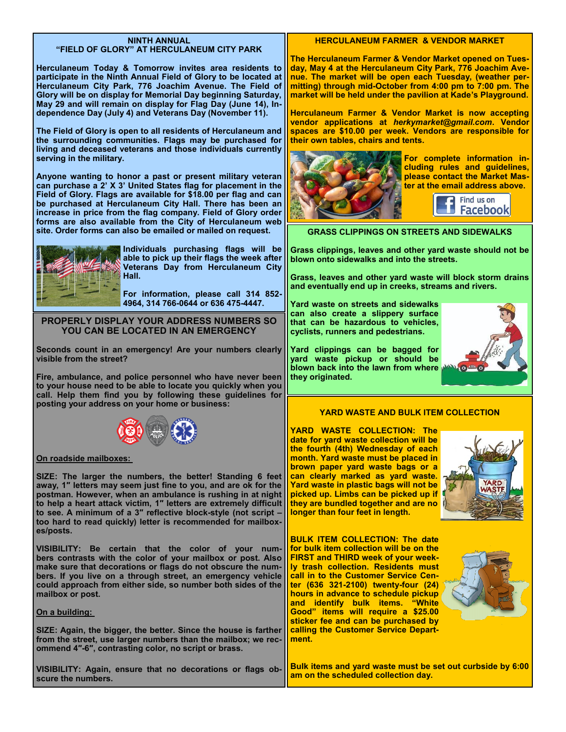## NINTH ANNUAL "FIELD OF GLORY" AT HERCULANEUM CITY PARK

**Herculaneum Today & Tomorrow invites area residents to participate in the Ninth Annual Field of Glory to be located at Herculaneum City Park, 776 Joachim Avenue. The Field of Glory will be on display for Memorial Day beginning Saturday, May 29 and will remain on display for Flag Day (June 14), Independence Day (July 4) and Veterans Day (November 11).**

**The Field of Glory is open to all residents of Herculaneum and the surrounding communities. Flags may be purchased for living and deceased veterans and those individuals currently serving in the military.**

**Anyone wanting to honor a past or present military veteran can purchase a 2' X 3' United States flag for placement in the Field of Glory. Flags are available for $18.00 per flag and can be purchased at Herculaneum City Hall. There has been an increase in price from the flag company. Field of Glory order forms are also available from the City of Herculaneum web site. Order forms can also be emailed or mailed on request.**

**Individuals purchasing flags will be able to pick up their flags the week after Veterans Day from Herculaneum City Hall.**

**For information, please call 314 852-4964, 314 766-0644 or 636 475-4447.**

## PROPERLY DISPLAY YOUR ADDRESS NUMBERS SO YOU CAN BE LOCATED IN AN EMERGENCY

**Seconds count in an emergency! Are your numbers clearly visible from the street?**

**Fire, ambulance, and police personnel who have never been to your house need to be able to locate you quickly when you call. Help them find you by following these guidelines for posting your address on your home or business:**

**<u>On roadside mailboxes:</u>**

**SIZE: The larger the numbers, the better! Standing 6 feet away, 1″ letters may seem just fine to you, and are ok for the postman. However, when an ambulance is rushing in at night to help a heart attack victim, 1″ letters are extremely difficult to see. A minimum of a 3″ reflective block-style (not script – too hard to read quickly) letter is recommended for mailboxes/posts.**

**VISIBILITY: Be certain that the color of your numbers contrasts with the color of your mailbox or post. Also make sure that decorations or flags do not obscure the numbers. If you live on a through street, an emergency vehicle could approach from either side, so number both sides of the mailbox or post.**

**<u>On a building:</u>**

**SIZE: Again, the bigger, the better. Since the house is farther from the street, use larger numbers than the mailbox; we recommend 4″-6″, contrasting color, no script or brass.**

**VISIBILITY: Again, ensure that no decorations or flags obscure the numbers.**

## HERCULANEUM FARMER & VENDOR MARKET

**The Herculaneum Farmer & Vendor Market opened on Tuesday, May 4 at the Herculaneum City Park, 776 Joachim Avenue. The market will be open each Tuesday, (weather permitting) through mid-October from 4:00 pm to 7:00 pm. The market will be held under the pavilion at Kade's Playground.**

**Herculaneum Farmer & Vendor Market is now accepting vendor applications at *herkymarket@gmail.com*. Vendor spaces are $10.00 per week. Vendors are responsible for their own tables, chairs and tents.**

**For complete information including rules and guidelines, please contact the Market Master at the email address above.**

Find us on Facebook

## GRASS CLIPPINGS ON STREETS AND SIDEWALKS

**Grass clippings, leaves and other yard waste should not be blown onto sidewalks and into the streets.**

**Grass, leaves and other yard waste will block storm drains and eventually end up in creeks, streams and rivers.**

**Yard waste on streets and sidewalks can also create a slippery surface that can be hazardous to vehicles, cyclists, runners and pedestrians.**

**Yard clippings can be bagged for yard waste pickup or should be blown back into the lawn from where they originated.**

## YARD WASTE AND BULK ITEM COLLECTION

**YARD WASTE COLLECTION: The date for yard waste collection will be the fourth (4th) Wednesday of each month. Yard waste must be placed in brown paper yard waste bags or a can clearly marked as yard waste. Yard waste in plastic bags will not be picked up. Limbs can be picked up if they are bundled together and are no longer than four feet in length.**

**BULK ITEM COLLECTION: The date for bulk item collection will be on the FIRST and THIRD week of your weekly trash collection. Residents must call in to the Customer Service Center (636 321-2100) twenty-four (24) hours in advance to schedule pickup and identify bulk items. "White Good" items will require a $25.00 sticker fee and can be purchased by calling the Customer Service Department.**

**Bulk items and yard waste must be set out curbside by 6:00 am on the scheduled collection day.**